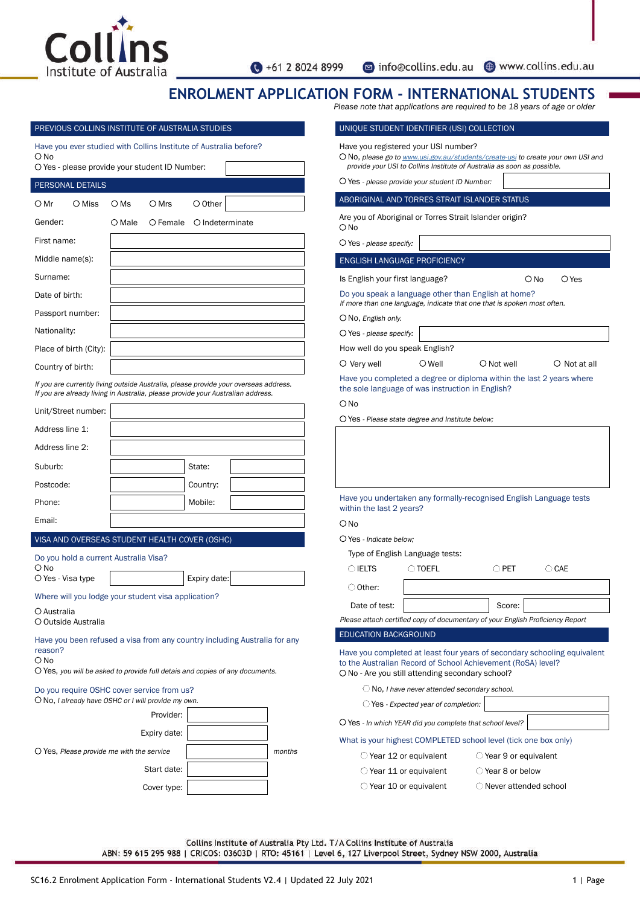Collins Institute of Australia

+61 2 8024 8999 | info@collins.edu.au | www.collins.edu.au

# ENROLMENT APPLICATION FORM - INTERNATIONAL STUDENTS

*Please note that applications are required to be 18 years of age or older*

## PREVIOUS COLLINS INSTITUTE OF AUSTRALIA STUDIES

Have you ever studied with Collins Institute of Australia before?

- O No
- O Yes - please provide your student ID Number: ____________

## PERSONAL DETAILS

O Mr O Miss O Ms O Mrs O Other ____________

Gender: O Male O Female O Indeterminate

First name: ____________

Middle name(s): ____________

Surname: ____________

Date of birth: ____________

Passport number: ____________

Nationality: ____________

Place of birth (City): ____________

Country of birth: ____________

*If you are currently living outside Australia, please provide your overseas address.*
*If you are already living in Australia, please provide your Australian address.*

Unit/Street number: ____________

Address line 1: ____________

Address line 2: ____________

Suburb: ____________ State: ____________

Postcode: ____________ Country: ____________

Phone: ____________ Mobile: ____________

Email: ____________

## VISA AND OVERSEAS STUDENT HEALTH COVER (OSHC)

Do you hold a current Australia Visa?

- O No
- O Yes - Visa type ____________ Expiry date: ____________

Where will you lodge your student visa application?

- O Australia
- O Outside Australia

Have you been refused a visa from any country including Australia for any reason?

- O No
- O Yes, *you will be asked to provide full details and copies of any documents.*

Do you require OSHC cover service from us?

- O No, *I already have OSHC or I will provide my own.*
  - Provider: ____________
  - Expiry date: ____________
- O Yes, *Please provide me with the service* ____________ *months*
  - Start date: ____________
  - Cover type: ____________

## UNIQUE STUDENT IDENTIFIER (USI) COLLECTION

Have you registered your USI number?

- O No, *please go to www.usi.gov.au/students/create-usi to create your own USI and provide your USI to Collins Institute of Australia as soon as possible.*
- O Yes - *please provide your student ID Number:* ____________

## ABORIGINAL AND TORRES STRAIT ISLANDER STATUS

Are you of Aboriginal or Torres Strait Islander origin?

- O No
- O Yes - *please specify:* ____________

## ENGLISH LANGUAGE PROFICIENCY

Is English your first language? O No O Yes

Do you speak a language other than English at home?
*If more than one language, indicate that one that is spoken most often.*

- O No, *English only.*
- O Yes - *please specify:* ____________

How well do you speak English?

O Very well O Well O Not well O Not at all

Have you completed a degree or diploma within the last 2 years where the sole language of was instruction in English?

- O No
- O Yes - *Please state degree and Institute below;*

____________

Have you undertaken any formally-recognised English Language tests within the last 2 years?

- O No
- O Yes - *Indicate below;*

Type of English Language tests:

O IELTS O TOEFL O PET O CAE

O Other: ____________

Date of test: ____________ Score: ____________

*Please attach certified copy of documentary of your English Proficiency Report*

## EDUCATION BACKGROUND

Have you completed at least four years of secondary schooling equivalent to the Australian Record of School Achievement (RoSA) level?

- O No - Are you still attending secondary school?
  - O No, *I have never attended secondary school.*
  - O Yes - *Expected year of completion:* ____________
- O Yes - *In which YEAR did you complete that school level?* ____________

What is your highest COMPLETED school level (tick one box only)

- O Year 12 or equivalent
- O Year 11 or equivalent
- O Year 10 or equivalent
- O Year 9 or equivalent
- O Year 8 or below
- O Never attended school

Collins Institute of Australia Pty Ltd. T/A Collins Institute of Australia
ABN: 59 615 295 988 | CRICOS: 03603D | RTO: 45161 | Level 6, 127 Liverpool Street, Sydney NSW 2000, Australia

SC16.2 Enrolment Application Form - International Students V2.4 | Updated 22 July 2021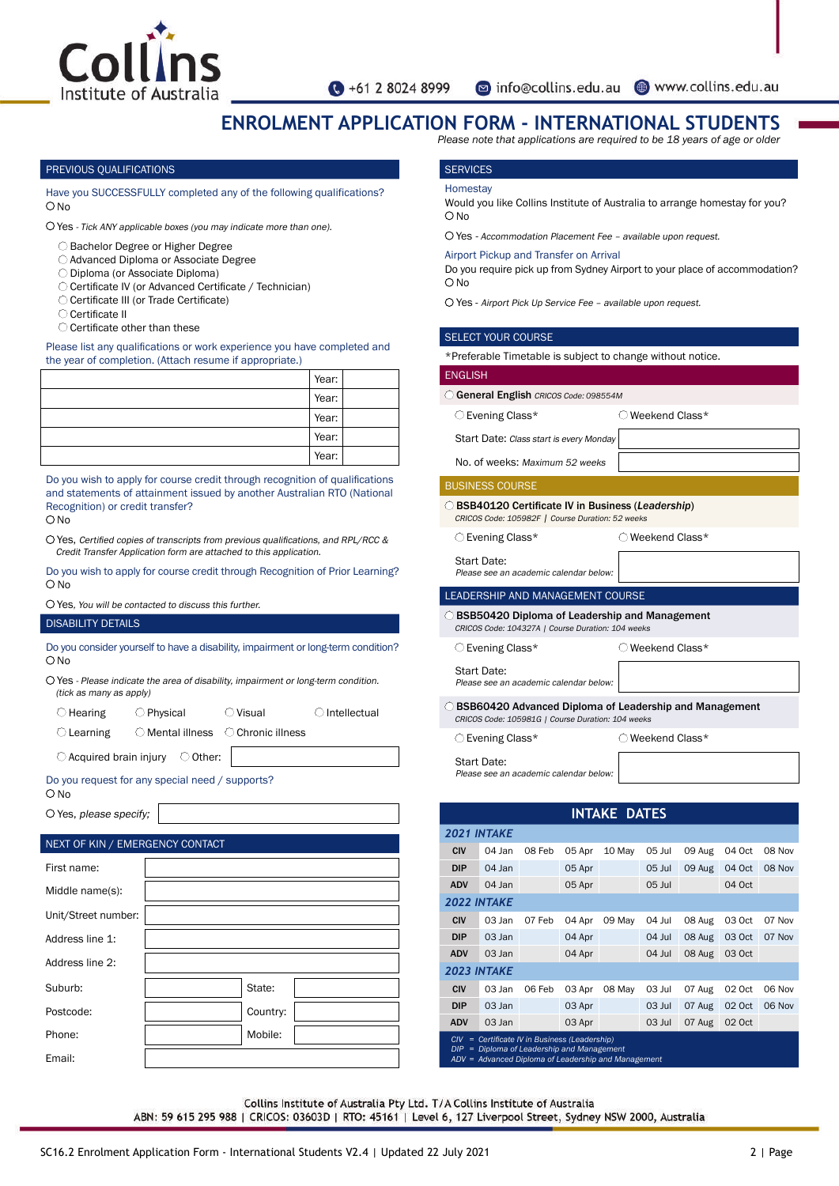# ENROLMENT APPLICATION FORM - INTERNATIONAL STUDENTS

*Please note that applications are required to be 18 years of age or older*

## PREVIOUS QUALIFICATIONS

Have you SUCCESSFULLY completed any of the following qualifications?

- ○ No
- ○ Yes - *Tick ANY applicable boxes (you may indicate more than one).*
  - ○ Bachelor Degree or Higher Degree
  - ○ Advanced Diploma or Associate Degree
  - ○ Diploma (or Associate Diploma)
  - ○ Certificate IV (or Advanced Certificate / Technician)
  - ○ Certificate III (or Trade Certificate)
  - ○ Certificate II
  - ○ Certificate other than these

Please list any qualifications or work experience you have completed and the year of completion. (Attach resume if appropriate.)

| | | |
|---|---|---|
| | Year: | |
| | Year: | |
| | Year: | |
| | Year: | |
| | Year: | |

Do you wish to apply for course credit through recognition of qualifications and statements of attainment issued by another Australian RTO (National Recognition) or credit transfer?

- ○ No
- ○ Yes, *Certified copies of transcripts from previous qualifications, and RPL/RCC & Credit Transfer Application form are attached to this application.*

Do you wish to apply for course credit through Recognition of Prior Learning?

- ○ No
- ○ Yes, *You will be contacted to discuss this further.*

## DISABILITY DETAILS

Do you consider yourself to have a disability, impairment or long-term condition?

- ○ No
- ○ Yes - *Please indicate the area of disability, impairment or long-term condition. (tick as many as apply)*

○ Hearing ○ Physical ○ Visual ○ Intellectual

○ Learning ○ Mental illness ○ Chronic illness

○ Acquired brain injury ○ Other: ____________

Do you request for any special need / supports?

- ○ No
- ○ Yes, *please specify;* ____________

## NEXT OF KIN / EMERGENCY CONTACT

| | | | |
|---|---|---|---|
| First name: | | | |
| Middle name(s): | | | |
| Unit/Street number: | | | |
| Address line 1: | | | |
| Address line 2: | | | |
| Suburb: | | State: | |
| Postcode: | | Country: | |
| Phone: | | Mobile: | |
| Email: | | | |

## SERVICES

**Homestay**

Would you like Collins Institute of Australia to arrange homestay for you?

- ○ No
- ○ Yes - *Accommodation Placement Fee – available upon request.*

**Airport Pickup and Transfer on Arrival**

Do you require pick up from Sydney Airport to your place of accommodation?

- ○ No
- ○ Yes - *Airport Pick Up Service Fee – available upon request.*

## SELECT YOUR COURSE

*Preferable Timetable is subject to change without notice.

### ENGLISH

○ **General English** *CRICOS Code: 098554M*

○ Evening Class* ○ Weekend Class*

Start Date: *Class start is every Monday* ____________

No. of weeks: *Maximum 52 weeks* ____________

### BUSINESS COURSE

○ **BSB40120 Certificate IV in Business (*Leadership*)**
*CRICOS Code: 105982F | Course Duration: 52 weeks*

○ Evening Class* ○ Weekend Class*

Start Date: *Please see an academic calendar below:* ____________

### LEADERSHIP AND MANAGEMENT COURSE

○ **BSB50420 Diploma of Leadership and Management**
*CRICOS Code: 104327A | Course Duration: 104 weeks*

○ Evening Class* ○ Weekend Class*

Start Date: *Please see an academic calendar below:* ____________

○ **BSB60420 Advanced Diploma of Leadership and Management**
*CRICOS Code: 105981G | Course Duration: 104 weeks*

○ Evening Class* ○ Weekend Class*

Start Date: *Please see an academic calendar below:* ____________

## INTAKE DATES

| | | | | | | | | |
|---|---|---|---|---|---|---|---|---|
| ***2021 INTAKE*** | | | | | | | | |
| **CIV** | 04 Jan | 08 Feb | 05 Apr | 10 May | 05 Jul | 09 Aug | 04 Oct | 08 Nov |
| **DIP** | 04 Jan | | 05 Apr | | 05 Jul | 09 Aug | 04 Oct | 08 Nov |
| **ADV** | 04 Jan | | 05 Apr | | 05 Jul | | 04 Oct | |
| ***2022 INTAKE*** | | | | | | | | |
| **CIV** | 03 Jan | 07 Feb | 04 Apr | 09 May | 04 Jul | 08 Aug | 03 Oct | 07 Nov |
| **DIP** | 03 Jan | | 04 Apr | | 04 Jul | 08 Aug | 03 Oct | 07 Nov |
| **ADV** | 03 Jan | | 04 Apr | | 04 Jul | 08 Aug | 03 Oct | |
| ***2023 INTAKE*** | | | | | | | | |
| **CIV** | 03 Jan | 06 Feb | 03 Apr | 08 May | 03 Jul | 07 Aug | 02 Oct | 06 Nov |
| **DIP** | 03 Jan | | 03 Apr | | 03 Jul | 07 Aug | 02 Oct | 06 Nov |
| **ADV** | 03 Jan | | 03 Apr | | 03 Jul | 07 Aug | 02 Oct | |

*CIV = Certificate IV in Business (Leadership)*
*DIP = Diploma of Leadership and Management*
*ADV = Advanced Diploma of Leadership and Management*

Collins Institute of Australia Pty Ltd. T/A Collins Institute of Australia
ABN: 59 615 295 988 | CRICOS: 03603D | RTO: 45161 | Level 6, 127 Liverpool Street, Sydney NSW 2000, Australia

SC16.2 Enrolment Application Form - International Students V2.4 | Updated 22 July 2021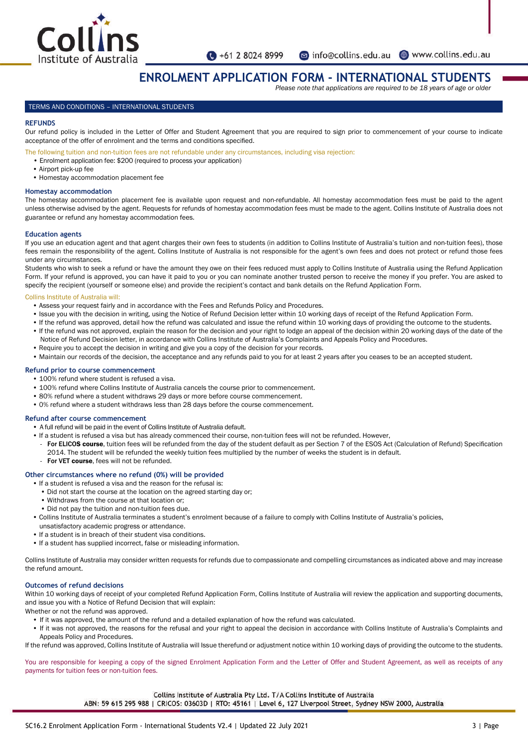# ENROLMENT APPLICATION FORM - INTERNATIONAL STUDENTS

*Please note that applications are required to be 18 years of age or older*

## TERMS AND CONDITIONS – INTERNATIONAL STUDENTS

### REFUNDS

Our refund policy is included in the Letter of Offer and Student Agreement that you are required to sign prior to commencement of your course to indicate acceptance of the offer of enrolment and the terms and conditions specified.

The following tuition and non-tuition fees are not refundable under any circumstances, including visa rejection:

- Enrolment application fee: $200 (required to process your application)
- Airport pick-up fee
- Homestay accommodation placement fee

### Homestay accommodation

The homestay accommodation placement fee is available upon request and non-refundable. All homestay accommodation fees must be paid to the agent unless otherwise advised by the agent. Requests for refunds of homestay accommodation fees must be made to the agent. Collins Institute of Australia does not guarantee or refund any homestay accommodation fees.

### Education agents

If you use an education agent and that agent charges their own fees to students (in addition to Collins Institute of Australia's tuition and non-tuition fees), those fees remain the responsibility of the agent. Collins Institute of Australia is not responsible for the agent's own fees and does not protect or refund those fees under any circumstances.

Students who wish to seek a refund or have the amount they owe on their fees reduced must apply to Collins Institute of Australia using the Refund Application Form. If your refund is approved, you can have it paid to you or you can nominate another trusted person to receive the money if you prefer. You are asked to specify the recipient (yourself or someone else) and provide the recipient's contact and bank details on the Refund Application Form.

Collins Institute of Australia will:

- Assess your request fairly and in accordance with the Fees and Refunds Policy and Procedures.
- Issue you with the decision in writing, using the Notice of Refund Decision letter within 10 working days of receipt of the Refund Application Form.
- If the refund was approved, detail how the refund was calculated and issue the refund within 10 working days of providing the outcome to the students.
- If the refund was not approved, explain the reason for the decision and your right to lodge an appeal of the decision within 20 working days of the date of the Notice of Refund Decision letter, in accordance with Collins Institute of Australia's Complaints and Appeals Policy and Procedures.
- Require you to accept the decision in writing and give you a copy of the decision for your records.
- Maintain our records of the decision, the acceptance and any refunds paid to you for at least 2 years after you ceases to be an accepted student.

### Refund prior to course commencement

- 100% refund where student is refused a visa.
- 100% refund where Collins Institute of Australia cancels the course prior to commencement.
- 80% refund where a student withdraws 29 days or more before course commencement.
- 0% refund where a student withdraws less than 28 days before the course commencement.

### Refund after course commencement

- A full refund will be paid in the event of Collins Institute of Australia default.
- If a student is refused a visa but has already commenced their course, non-tuition fees will not be refunded. However,
  - **For ELICOS course**, tuition fees will be refunded from the day of the student default as per Section 7 of the ESOS Act (Calculation of Refund) Specification 2014. The student will be refunded the weekly tuition fees multiplied by the number of weeks the student is in default.
  - **For VET course**, fees will not be refunded.

### Other circumstances where no refund (0%) will be provided

- If a student is refused a visa and the reason for the refusal is:
  - Did not start the course at the location on the agreed starting day or;
  - Withdraws from the course at that location or;
  - Did not pay the tuition and non-tuition fees due.
- Collins Institute of Australia terminates a student's enrolment because of a failure to comply with Collins Institute of Australia's policies, unsatisfactory academic progress or attendance.
- If a student is in breach of their student visa conditions.
- If a student has supplied incorrect, false or misleading information.

Collins Institute of Australia may consider written requests for refunds due to compassionate and compelling circumstances as indicated above and may increase the refund amount.

### Outcomes of refund decisions

Within 10 working days of receipt of your completed Refund Application Form, Collins Institute of Australia will review the application and supporting documents, and issue you with a Notice of Refund Decision that will explain:

Whether or not the refund was approved.

- If it was approved, the amount of the refund and a detailed explanation of how the refund was calculated.
- If it was not approved, the reasons for the refusal and your right to appeal the decision in accordance with Collins Institute of Australia's Complaints and Appeals Policy and Procedures.

If the refund was approved, Collins Institute of Australia will Issue therefund or adjustment notice within 10 working days of providing the outcome to the students.

You are responsible for keeping a copy of the signed Enrolment Application Form and the Letter of Offer and Student Agreement, as well as receipts of any payments for tuition fees or non-tuition fees.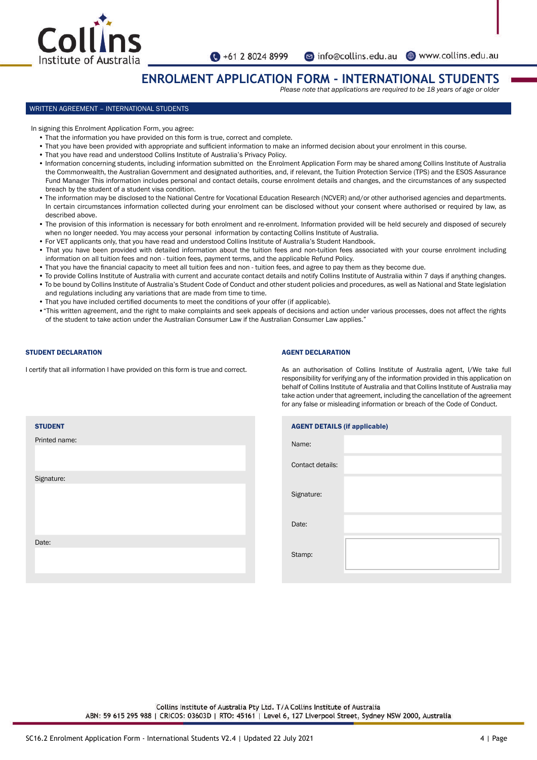## ENROLMENT APPLICATION FORM - INTERNATIONAL STUDENTS

*Please note that applications are required to be 18 years of age or older*

### WRITTEN AGREEMENT – INTERNATIONAL STUDENTS

In signing this Enrolment Application Form, you agree:

- That the information you have provided on this form is true, correct and complete.
- That you have been provided with appropriate and sufficient information to make an informed decision about your enrolment in this course.
- That you have read and understood Collins Institute of Australia's Privacy Policy.
- Information concerning students, including information submitted on the Enrolment Application Form may be shared among Collins Institute of Australia the Commonwealth, the Australian Government and designated authorities, and, if relevant, the Tuition Protection Service (TPS) and the ESOS Assurance Fund Manager This information includes personal and contact details, course enrolment details and changes, and the circumstances of any suspected breach by the student of a student visa condition.
- The information may be disclosed to the National Centre for Vocational Education Research (NCVER) and/or other authorised agencies and departments. In certain circumstances information collected during your enrolment can be disclosed without your consent where authorised or required by law, as described above.
- The provision of this information is necessary for both enrolment and re-enrolment. Information provided will be held securely and disposed of securely when no longer needed. You may access your personal information by contacting Collins Institute of Australia.
- For VET applicants only, that you have read and understood Collins Institute of Australia's Student Handbook.
- That you have been provided with detailed information about the tuition fees and non-tuition fees associated with your course enrolment including information on all tuition fees and non - tuition fees, payment terms, and the applicable Refund Policy.
- That you have the financial capacity to meet all tuition fees and non - tuition fees, and agree to pay them as they become due.
- To provide Collins Institute of Australia with current and accurate contact details and notify Collins Institute of Australia within 7 days if anything changes.
- To be bound by Collins Institute of Australia's Student Code of Conduct and other student policies and procedures, as well as National and State legislation and regulations including any variations that are made from time to time.
- That you have included certified documents to meet the conditions of your offer (if applicable).
- "This written agreement, and the right to make complaints and seek appeals of decisions and action under various processes, does not affect the rights of the student to take action under the Australian Consumer Law if the Australian Consumer Law applies."

### STUDENT DECLARATION

I certify that all information I have provided on this form is true and correct.

**STUDENT**

Printed name:

Signature:

Date:

### AGENT DECLARATION

As an authorisation of Collins Institute of Australia agent, I/We take full responsibility for verifying any of the information provided in this application on behalf of Collins Institute of Australia and that Collins Institute of Australia may take action under that agreement, including the cancellation of the agreement for any false or misleading information or breach of the Code of Conduct.

**AGENT DETAILS (if applicable)**

| | |
|---|---|
| Name: | |
| Contact details: | |
| Signature: | |
| Date: | |
| Stamp: | |

Collins Institute of Australia Pty Ltd. T/A Collins Institute of Australia
ABN: 59 615 295 988 | CRICOS: 03603D | RTO: 45161 | Level 6, 127 Liverpool Street, Sydney NSW 2000, Australia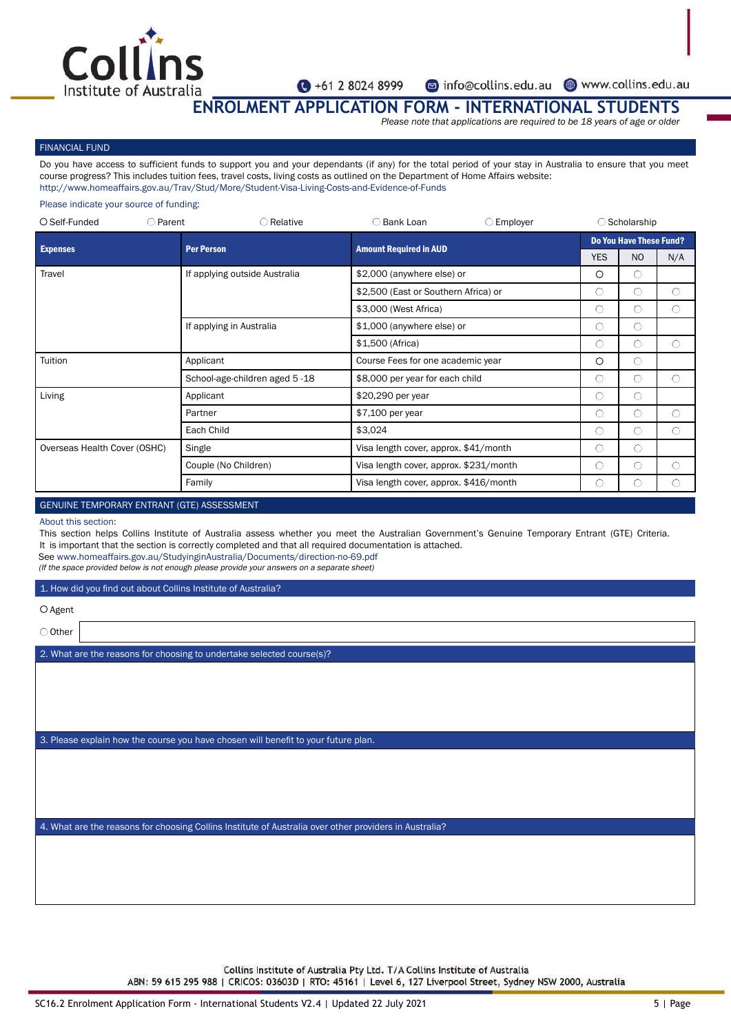# ENROLMENT APPLICATION FORM - INTERNATIONAL STUDENTS

*Please note that applications are required to be 18 years of age or older*

## FINANCIAL FUND

Do you have access to sufficient funds to support you and your dependants (if any) for the total period of your stay in Australia to ensure that you meet course progress? This includes tuition fees, travel costs, living costs as outlined on the Department of Home Affairs website: http://www.homeaffairs.gov.au/Trav/Stud/More/Student-Visa-Living-Costs-and-Evidence-of-Funds

Please indicate your source of funding:

○ Self-Funded ○ Parent ○ Relative ○ Bank Loan ○ Employer ○ Scholarship

| Expenses | Per Person | Amount Required in AUD | Do You Have These Fund? | | |
|---|---|---|---|---|---|
| | | | YES | NO | N/A |
| Travel | If applying outside Australia | $2,000 (anywhere else) or | ○ | ○ | |
| | | $2,500 (East or Southern Africa) or | ○ | ○ | ○ |
| | | $3,000 (West Africa) | ○ | ○ | ○ |
| | If applying in Australia | $1,000 (anywhere else) or | ○ | ○ | |
| | | $1,500 (Africa) | ○ | ○ | ○ |
| Tuition | Applicant | Course Fees for one academic year | ○ | ○ | |
| | School-age-children aged 5 -18 | $8,000 per year for each child | ○ | ○ | ○ |
| Living | Applicant | $20,290 per year | ○ | ○ | |
| | Partner | $7,100 per year | ○ | ○ | ○ |
| | Each Child | $3,024 | ○ | ○ | ○ |
| Overseas Health Cover (OSHC) | Single | Visa length cover, approx. $41/month | ○ | ○ | |
| | Couple (No Children) | Visa length cover, approx. $231/month | ○ | ○ | ○ |
| | Family | Visa length cover, approx. $416/month | ○ | ○ | ○ |

## GENUINE TEMPORARY ENTRANT (GTE) ASSESSMENT

About this section:

This section helps Collins Institute of Australia assess whether you meet the Australian Government's Genuine Temporary Entrant (GTE) Criteria. It is important that the section is correctly completed and that all required documentation is attached.

See www.homeaffairs.gov.au/StudyinginAustralia/Documents/direction-no-69.pdf

*(If the space provided below is not enough please provide your answers on a separate sheet)*

### 1. How did you find out about Collins Institute of Australia?

○ Agent

○ Other

### 2. What are the reasons for choosing to undertake selected course(s)?

### 3. Please explain how the course you have chosen will benefit to your future plan.

### 4. What are the reasons for choosing Collins Institute of Australia over other providers in Australia?

Collins Institute of Australia Pty Ltd. T/A Collins Institute of Australia
ABN: 59 615 295 988 | CRICOS: 03603D | RTO: 45161 | Level 6, 127 Liverpool Street, Sydney NSW 2000, Australia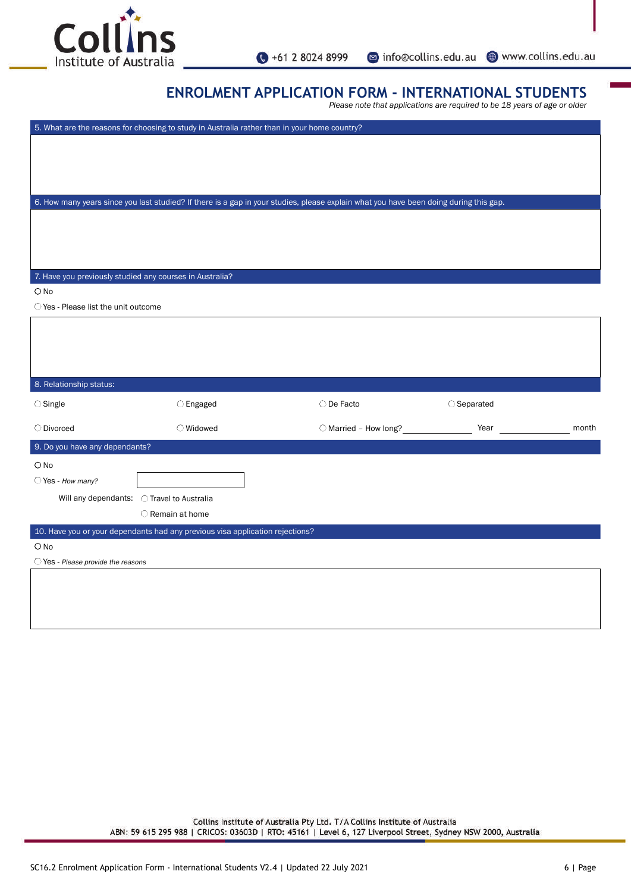# ENROLMENT APPLICATION FORM - INTERNATIONAL STUDENTS

*Please note that applications are required to be 18 years of age or older*

5. What are the reasons for choosing to study in Australia rather than in your home country?

6. How many years since you last studied? If there is a gap in your studies, please explain what you have been doing during this gap.

7. Have you previously studied any courses in Australia?

- ○ No
- ○ Yes - Please list the unit outcome

8. Relationship status:

| | | | | |
|---|---|---|---|---|
| ○ Single | ○ Engaged | ○ De Facto | ○ Separated | |
| ○ Divorced | ○ Widowed | ○ Married – How long? ______ Year | ______ month | |

9. Do you have any dependants?

- ○ No
- ○ Yes - *How many?* ______

Will any dependants:
- ○ Travel to Australia
- ○ Remain at home

10. Have you or your dependants had any previous visa application rejections?

- ○ No
- ○ Yes - *Please provide the reasons*

Collins Institute of Australia Pty Ltd. T/A Collins Institute of Australia
ABN: 59 615 295 988 | CRICOS: 03603D | RTO: 45161 | Level 6, 127 Liverpool Street, Sydney NSW 2000, Australia